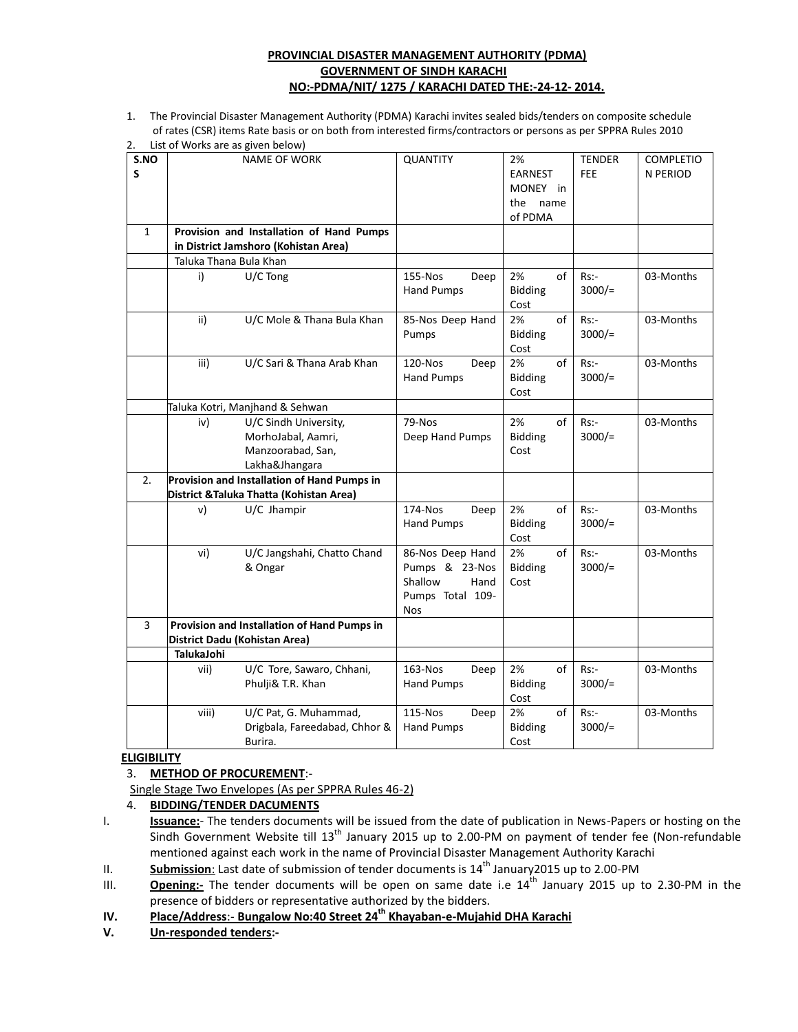**PROVINCIAL DISASTER MANAGEMENT AUTHORITY (PDMA)**
**GOVERNMENT OF SINDH KARACHI**
**NO:-PDMA/NIT/ 1275 / KARACHI DATED THE:-24-12- 2014.**

1. The Provincial Disaster Management Authority (PDMA) Karachi invites sealed bids/tenders on composite schedule of rates (CSR) items Rate basis or on both from interested firms/contractors or persons as per SPPRA Rules 2010
2. List of Works are as given below)

| S.NOS | NAME OF WORK | | QUANTITY | 2% EARNEST MONEY in the name of PDMA | TENDER FEE | COMPLETION PERIOD |
|---|---|---|---|---|---|---|
| 1 | **Provision and Installation of Hand Pumps in District Jamshoro (Kohistan Area)** | | | | | |
| | Taluka Thana Bula Khan | | | | | |
| | i) | U/C Tong | 155-Nos Deep Hand Pumps | 2% of Bidding Cost | Rs:- 3000/= | 03-Months |
| | ii) | U/C Mole & Thana Bula Khan | 85-Nos Deep Hand Pumps | 2% of Bidding Cost | Rs:- 3000/= | 03-Months |
| | iii) | U/C Sari & Thana Arab Khan | 120-Nos Deep Hand Pumps | 2% of Bidding Cost | Rs:- 3000/= | 03-Months |
| | Taluka Kotri, Manjhand & Sehwan | | | | | |
| | iv) | U/C Sindh University, MorhoJabal, Aamri, Manzoorabad, San, Lakha&Jhangara | 79-Nos Deep Hand Pumps | 2% of Bidding Cost | Rs:- 3000/= | 03-Months |
| 2. | **Provision and Installation of Hand Pumps in District &Taluka Thatta (Kohistan Area)** | | | | | |
| | v) | U/C Jhampir | 174-Nos Deep Hand Pumps | 2% of Bidding Cost | Rs:- 3000/= | 03-Months |
| | vi) | U/C Jangshahi, Chatto Chand & Ongar | 86-Nos Deep Hand Pumps & 23-Nos Shallow Hand Pumps Total 109-Nos | 2% of Bidding Cost | Rs:- 3000/= | 03-Months |
| 3 | **Provision and Installation of Hand Pumps in District Dadu (Kohistan Area)** | | | | | |
| | **TalukaJohi** | | | | | |
| | vii) | U/C Tore, Sawaro, Chhani, Phulji& T.R. Khan | 163-Nos Deep Hand Pumps | 2% of Bidding Cost | Rs:- 3000/= | 03-Months |
| | viii) | U/C Pat, G. Muhammad, Drigbala, Fareedabad, Chhor & Burira. | 115-Nos Deep Hand Pumps | 2% of Bidding Cost | Rs:- 3000/= | 03-Months |

**ELIGIBILITY**

3. **METHOD OF PROCUREMENT**:-
   Single Stage Two Envelopes (As per SPPRA Rules 46-2)
4. **BIDDING/TENDER DACUMENTS**

I. **Issuance:**- The tenders documents will be issued from the date of publication in News-Papers or hosting on the Sindh Government Website till 13th January 2015 up to 2.00-PM on payment of tender fee (Non-refundable mentioned against each work in the name of Provincial Disaster Management Authority Karachi

II. **Submission**: Last date of submission of tender documents is 14th January2015 up to 2.00-PM

III. **Opening:-** The tender documents will be open on same date i.e 14th January 2015 up to 2.30-PM in the presence of bidders or representative authorized by the bidders.

**IV. Place/Address**:- **Bungalow No:40 Street 24th Khayaban-e-Mujahid DHA Karachi**

**V. Un-responded tenders:-**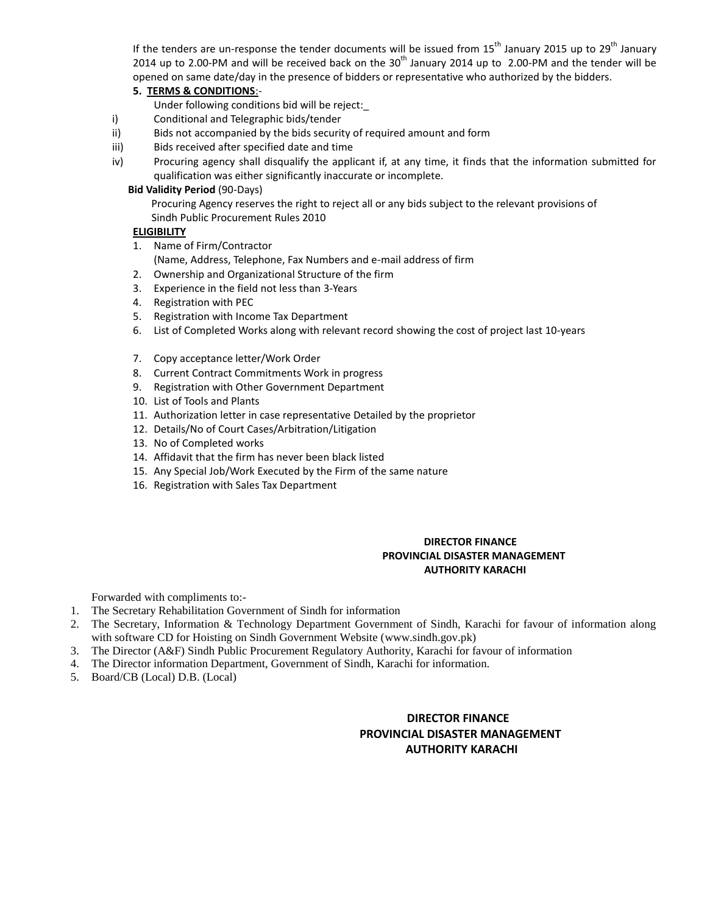If the tenders are un-response the tender documents will be issued from 15th January 2015 up to 29th January 2014 up to 2.00-PM and will be received back on the 30th January 2014 up to 2.00-PM and the tender will be opened on same date/day in the presence of bidders or representative who authorized by the bidders.

**5. TERMS & CONDITIONS**:-

Under following conditions bid will be reject:_

i) Conditional and Telegraphic bids/tender
ii) Bids not accompanied by the bids security of required amount and form
iii) Bids received after specified date and time
iv) Procuring agency shall disqualify the applicant if, at any time, it finds that the information submitted for qualification was either significantly inaccurate or incomplete.

**Bid Validity Period** (90-Days)

Procuring Agency reserves the right to reject all or any bids subject to the relevant provisions of Sindh Public Procurement Rules 2010

**ELIGIBILITY**

1. Name of Firm/Contractor
   (Name, Address, Telephone, Fax Numbers and e-mail address of firm
2. Ownership and Organizational Structure of the firm
3. Experience in the field not less than 3-Years
4. Registration with PEC
5. Registration with Income Tax Department
6. List of Completed Works along with relevant record showing the cost of project last 10-years
7. Copy acceptance letter/Work Order
8. Current Contract Commitments Work in progress
9. Registration with Other Government Department
10. List of Tools and Plants
11. Authorization letter in case representative Detailed by the proprietor
12. Details/No of Court Cases/Arbitration/Litigation
13. No of Completed works
14. Affidavit that the firm has never been black listed
15. Any Special Job/Work Executed by the Firm of the same nature
16. Registration with Sales Tax Department

**DIRECTOR FINANCE**
**PROVINCIAL DISASTER MANAGEMENT**
**AUTHORITY KARACHI**

Forwarded with compliments to:-

1. The Secretary Rehabilitation Government of Sindh for information
2. The Secretary, Information & Technology Department Government of Sindh, Karachi for favour of information along with software CD for Hoisting on Sindh Government Website (www.sindh.gov.pk)
3. The Director (A&F) Sindh Public Procurement Regulatory Authority, Karachi for favour of information
4. The Director information Department, Government of Sindh, Karachi for information.
5. Board/CB (Local) D.B. (Local)

**DIRECTOR FINANCE**
**PROVINCIAL DISASTER MANAGEMENT**
**AUTHORITY KARACHI**